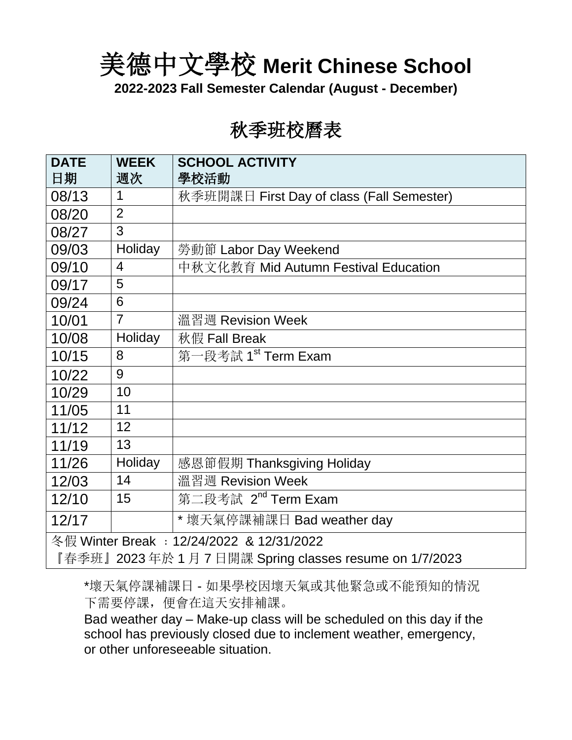# 美德中文學校 Merit Chinese School

**2022-2023 Fall Semester Calendar (August - December)**

## 秋季班校曆表

| **DATE 日期** | **WEEK 週次** | **SCHOOL ACTIVITY 學校活動** |
|---|---|---|
| 08/13 | 1 | 秋季班開課日 First Day of class (Fall Semester) |
| 08/20 | 2 | |
| 08/27 | 3 | |
| 09/03 | Holiday | 勞動節 Labor Day Weekend |
| 09/10 | 4 | 中秋文化教育 Mid Autumn Festival Education |
| 09/17 | 5 | |
| 09/24 | 6 | |
| 10/01 | 7 | 溫習週 Revision Week |
| 10/08 | Holiday | 秋假 Fall Break |
| 10/15 | 8 | 第一段考試 1st Term Exam |
| 10/22 | 9 | |
| 10/29 | 10 | |
| 11/05 | 11 | |
| 11/12 | 12 | |
| 11/19 | 13 | |
| 11/26 | Holiday | 感恩節假期 Thanksgiving Holiday |
| 12/03 | 14 | 溫習週 Revision Week |
| 12/10 | 15 | 第二段考試 2nd Term Exam |
| 12/17 | | * 壞天氣停課補課日 Bad weather day |
| 冬假 Winter Break ：12/24/2022 & 12/31/2022<br>『春季班』2023 年於 1 月 7 日開課 Spring classes resume on 1/7/2023 | | |

*壞天氣停課補課日 - 如果學校因壞天氣或其他緊急或不能預知的情況下需要停課，便會在這天安排補課。

Bad weather day – Make-up class will be scheduled on this day if the school has previously closed due to inclement weather, emergency, or other unforeseeable situation.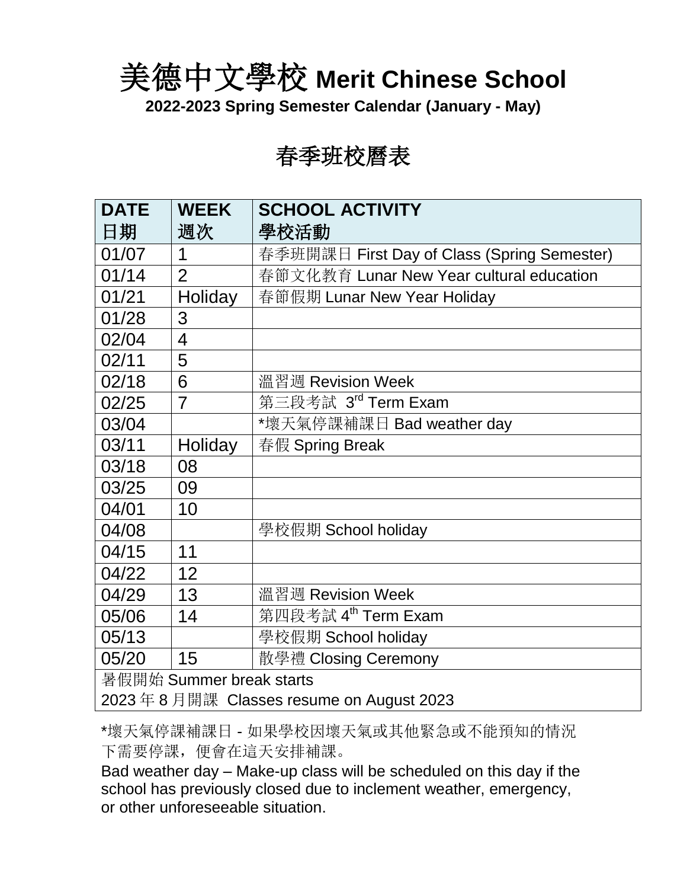# 美德中文學校 Merit Chinese School

**2022-2023 Spring Semester Calendar (January - May)**

## 春季班校曆表

| **DATE**<br>**日期** | **WEEK**<br>**週次** | **SCHOOL ACTIVITY**<br>**學校活動** |
|---|---|---|
| 01/07 | 1 | 春季班開課日 First Day of Class (Spring Semester) |
| 01/14 | 2 | 春節文化教育 Lunar New Year cultural education |
| 01/21 | Holiday | 春節假期 Lunar New Year Holiday |
| 01/28 | 3 | |
| 02/04 | 4 | |
| 02/11 | 5 | |
| 02/18 | 6 | 溫習週 Revision Week |
| 02/25 | 7 | 第三段考試 3rd Term Exam |
| 03/04 | | *壞天氣停課補課日 Bad weather day |
| 03/11 | Holiday | 春假 Spring Break |
| 03/18 | 08 | |
| 03/25 | 09 | |
| 04/01 | 10 | |
| 04/08 | | 學校假期 School holiday |
| 04/15 | 11 | |
| 04/22 | 12 | |
| 04/29 | 13 | 溫習週 Revision Week |
| 05/06 | 14 | 第四段考試 4th Term Exam |
| 05/13 | | 學校假期 School holiday |
| 05/20 | 15 | 散學禮 Closing Ceremony |
| 暑假開始 Summer break starts<br>2023 年 8 月開課 Classes resume on August 2023 | | |

*壞天氣停課補課日 - 如果學校因壞天氣或其他緊急或不能預知的情況下需要停課，便會在這天安排補課。

Bad weather day – Make-up class will be scheduled on this day if the school has previously closed due to inclement weather, emergency, or other unforeseeable situation.